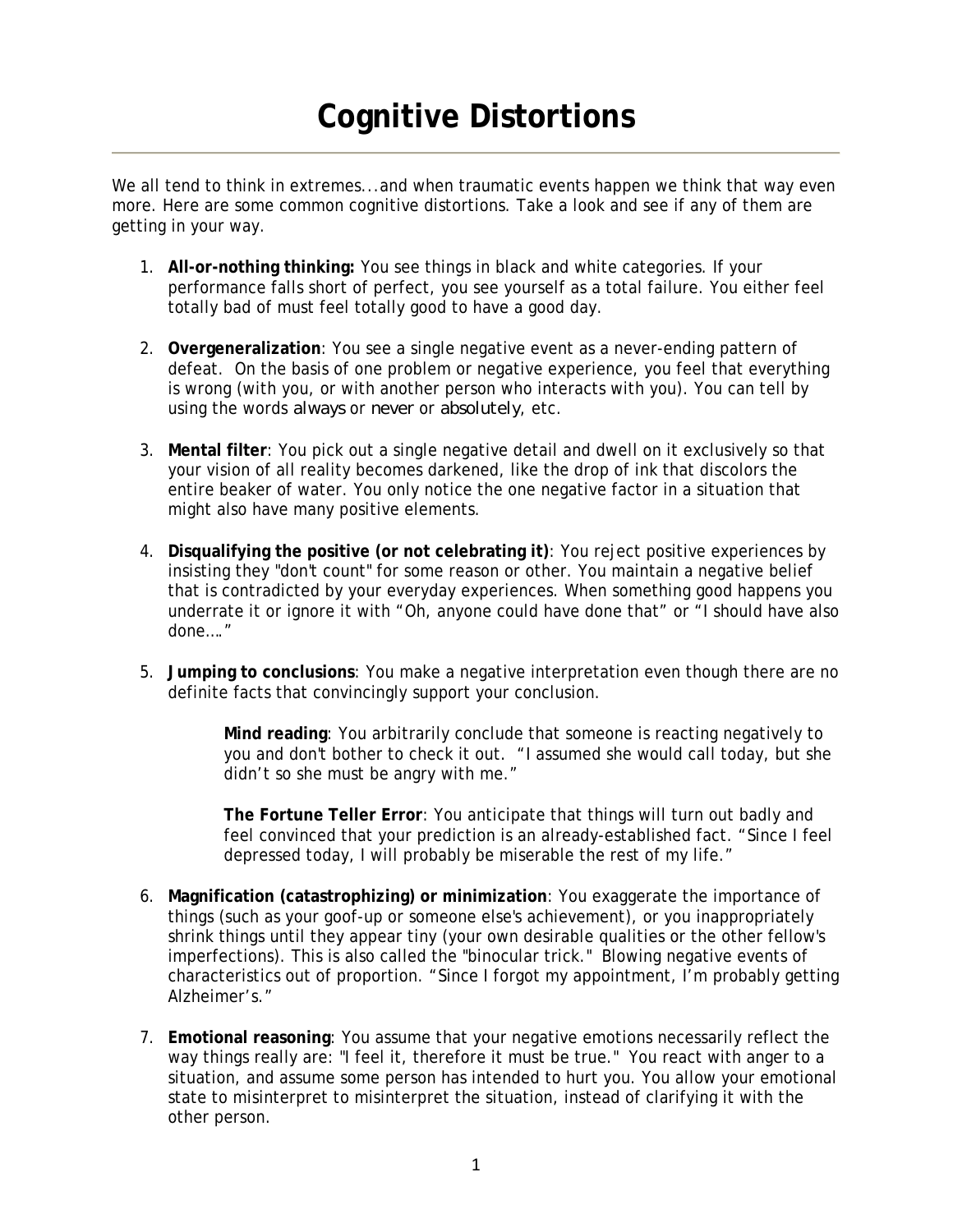# Cognitive Distortions

We all tend to think in extremes...and when traumatic events happen we think that way even more. Here are some common cognitive distortions. Take a look and see if any of them are getting in your way.

1. **All-or-nothing thinking:** You see things in black and white categories. If your performance falls short of perfect, you see yourself as a total failure. You either feel totally bad of must feel totally good to have a good day.

2. **Overgeneralization**: You see a single negative event as a never-ending pattern of defeat. On the basis of one problem or negative experience, you feel that everything is wrong (with you, or with another person who interacts with you). You can tell by using the words *always* or *never* or *absolutely*, etc.

3. **Mental filter**: You pick out a single negative detail and dwell on it exclusively so that your vision of all reality becomes darkened, like the drop of ink that discolors the entire beaker of water. You only notice the one negative factor in a situation that might also have many positive elements.

4. **Disqualifying the positive (or not celebrating it)**: You reject positive experiences by insisting they "don't count" for some reason or other. You maintain a negative belief that is contradicted by your everyday experiences. When something good happens you underrate it or ignore it with "Oh, anyone could have done that" or "I should have also done…."

5. **Jumping to conclusions**: You make a negative interpretation even though there are no definite facts that convincingly support your conclusion.

    **Mind reading**: You arbitrarily conclude that someone is reacting negatively to you and don't bother to check it out. "I assumed she would call today, but she didn't so she must be angry with me."

    **The Fortune Teller Error**: You anticipate that things will turn out badly and feel convinced that your prediction is an already-established fact. "Since I feel depressed today, I will probably be miserable the rest of my life."

6. **Magnification (catastrophizing) or minimization**: You exaggerate the importance of things (such as your goof-up or someone else's achievement), or you inappropriately shrink things until they appear tiny (your own desirable qualities or the other fellow's imperfections). This is also called the "binocular trick." Blowing negative events of characteristics out of proportion. "Since I forgot my appointment, I'm probably getting Alzheimer's."

7. **Emotional reasoning**: You assume that your negative emotions necessarily reflect the way things really are: "I feel it, therefore it must be true." You react with anger to a situation, and assume some person has intended to hurt you. You allow your emotional state to misinterpret to misinterpret the situation, instead of clarifying it with the other person.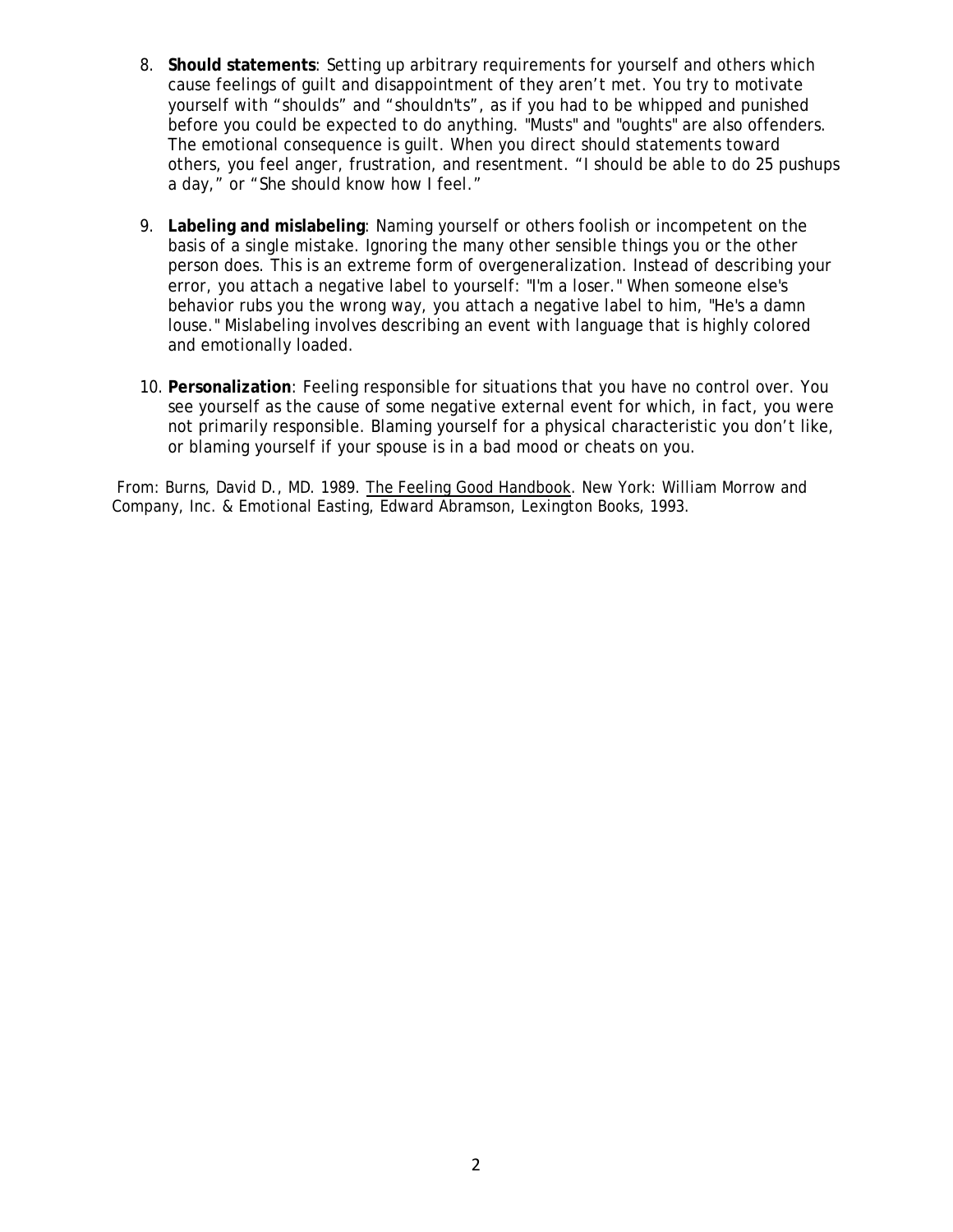8. **Should statements**: Setting up arbitrary requirements for yourself and others which cause feelings of guilt and disappointment of they aren't met. You try to motivate yourself with "shoulds" and "shouldn'ts", as if you had to be whipped and punished before you could be expected to do anything. "Musts" and "oughts" are also offenders. The emotional consequence is guilt. When you direct should statements toward others, you feel anger, frustration, and resentment. "I should be able to do 25 pushups a day," or "She should know how I feel."

9. **Labeling and mislabeling**: Naming yourself or others foolish or incompetent on the basis of a single mistake. Ignoring the many other sensible things you or the other person does. This is an extreme form of overgeneralization. Instead of describing your error, you attach a negative label to yourself: "I'm a loser." When someone else's behavior rubs you the wrong way, you attach a negative label to him, "He's a damn louse." Mislabeling involves describing an event with language that is highly colored and emotionally loaded.

10. **Personalization**: Feeling responsible for situations that you have no control over. You see yourself as the cause of some negative external event for which, in fact, you were not primarily responsible. Blaming yourself for a physical characteristic you don't like, or blaming yourself if your spouse is in a bad mood or cheats on you.

From: Burns, David D., MD. 1989. The Feeling Good Handbook. New York: William Morrow and Company, Inc. & Emotional Easting, Edward Abramson, Lexington Books, 1993.